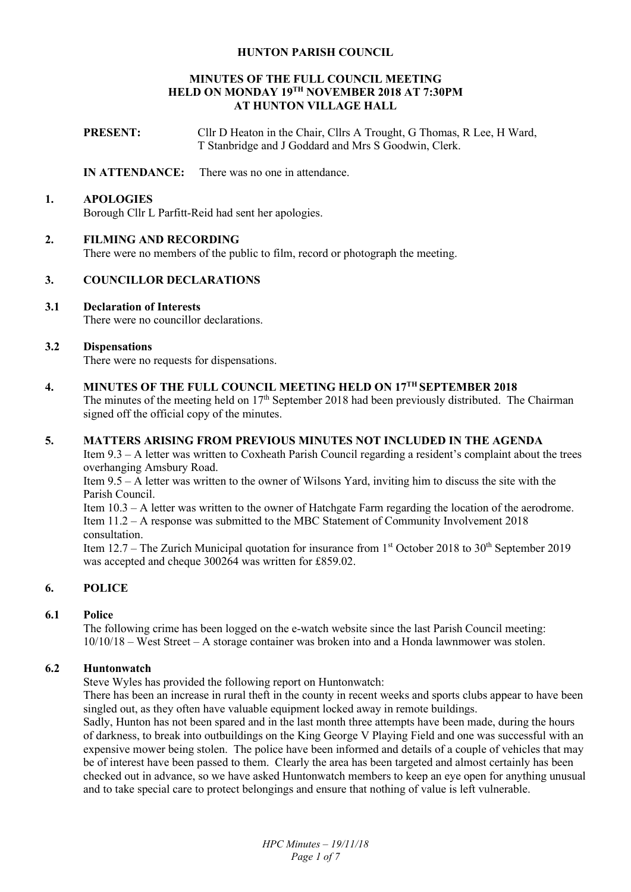# HUNTON PARISH COUNCIL

## MINUTES OF THE FULL COUNCIL MEETING HELD ON MONDAY 19TH NOVEMBER 2018 AT 7:30PM AT HUNTON VILLAGE HALL

**PRESENT:** Cllr D Heaton in the Chair, Cllrs A Trought, G Thomas, R Lee, H Ward, T Stanbridge and J Goddard and Mrs S Goodwin, Clerk.

**IN ATTENDANCE:** There was no one in attendance.

### 1. APOLOGIES

Borough Cllr L Parfitt-Reid had sent her apologies.

### 2. FILMING AND RECORDING

There were no members of the public to film, record or photograph the meeting.

### 3. COUNCILLOR DECLARATIONS

#### 3.1 Declaration of Interests

There were no councillor declarations.

#### 3.2 Dispensations

There were no requests for dispensations.

### 4. MINUTES OF THE FULL COUNCIL MEETING HELD ON 17TH SEPTEMBER 2018

The minutes of the meeting held on 17th September 2018 had been previously distributed. The Chairman signed off the official copy of the minutes.

### 5. MATTERS ARISING FROM PREVIOUS MINUTES NOT INCLUDED IN THE AGENDA

Item 9.3 – A letter was written to Coxheath Parish Council regarding a resident's complaint about the trees overhanging Amsbury Road.

Item 9.5 – A letter was written to the owner of Wilsons Yard, inviting him to discuss the site with the Parish Council.

Item 10.3 – A letter was written to the owner of Hatchgate Farm regarding the location of the aerodrome.

Item 11.2 – A response was submitted to the MBC Statement of Community Involvement 2018 consultation.

Item 12.7 – The Zurich Municipal quotation for insurance from 1st October 2018 to 30th September 2019 was accepted and cheque 300264 was written for £859.02.

### 6. POLICE

#### 6.1 Police

The following crime has been logged on the e-watch website since the last Parish Council meeting:
10/10/18 – West Street – A storage container was broken into and a Honda lawnmower was stolen.

#### 6.2 Huntonwatch

Steve Wyles has provided the following report on Huntonwatch:

There has been an increase in rural theft in the county in recent weeks and sports clubs appear to have been singled out, as they often have valuable equipment locked away in remote buildings.

Sadly, Hunton has not been spared and in the last month three attempts have been made, during the hours of darkness, to break into outbuildings on the King George V Playing Field and one was successful with an expensive mower being stolen. The police have been informed and details of a couple of vehicles that may be of interest have been passed to them. Clearly the area has been targeted and almost certainly has been checked out in advance, so we have asked Huntonwatch members to keep an eye open for anything unusual and to take special care to protect belongings and ensure that nothing of value is left vulnerable.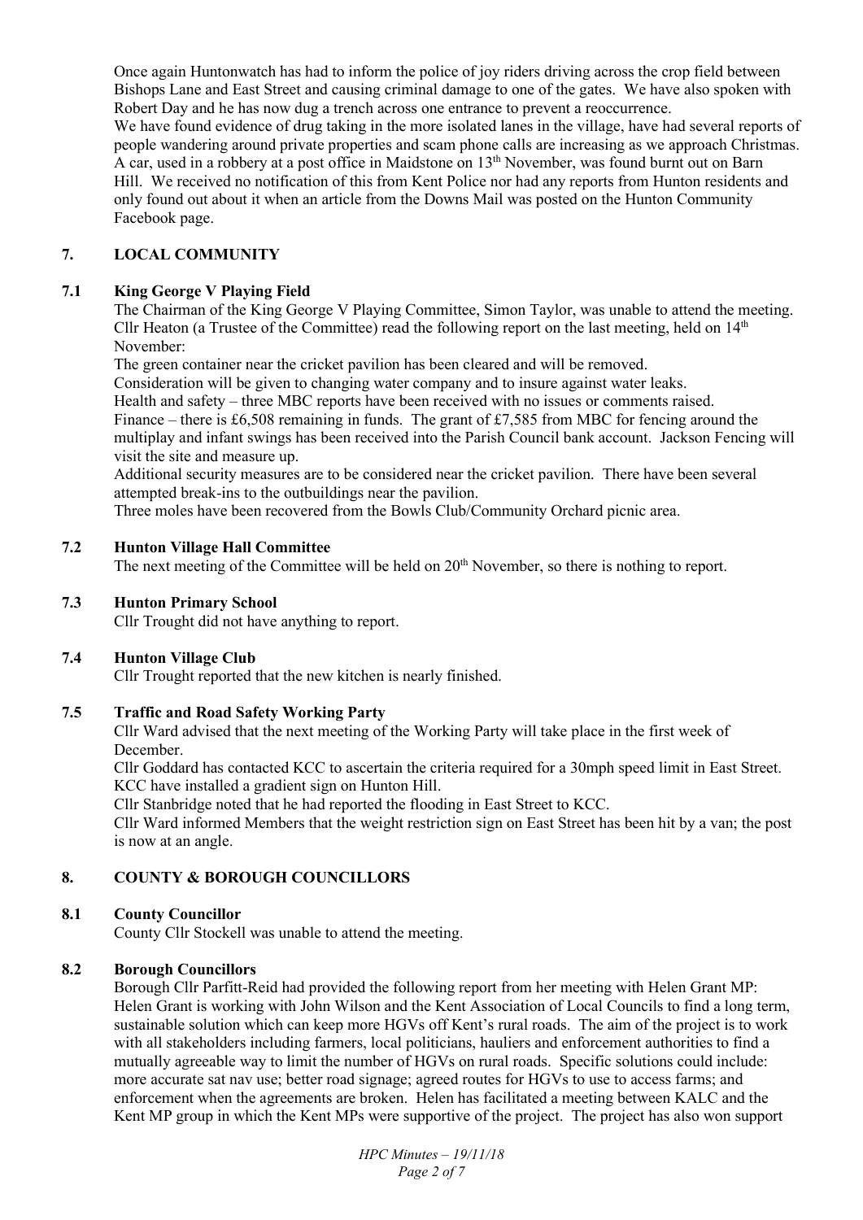Once again Huntonwatch has had to inform the police of joy riders driving across the crop field between Bishops Lane and East Street and causing criminal damage to one of the gates. We have also spoken with Robert Day and he has now dug a trench across one entrance to prevent a reoccurrence.
We have found evidence of drug taking in the more isolated lanes in the village, have had several reports of people wandering around private properties and scam phone calls are increasing as we approach Christmas. A car, used in a robbery at a post office in Maidstone on 13th November, was found burnt out on Barn Hill. We received no notification of this from Kent Police nor had any reports from Hunton residents and only found out about it when an article from the Downs Mail was posted on the Hunton Community Facebook page.

## 7. LOCAL COMMUNITY

### 7.1 King George V Playing Field

The Chairman of the King George V Playing Committee, Simon Taylor, was unable to attend the meeting. Cllr Heaton (a Trustee of the Committee) read the following report on the last meeting, held on 14th November:

The green container near the cricket pavilion has been cleared and will be removed.

Consideration will be given to changing water company and to insure against water leaks.

Health and safety – three MBC reports have been received with no issues or comments raised.

Finance – there is £6,508 remaining in funds. The grant of £7,585 from MBC for fencing around the multiplay and infant swings has been received into the Parish Council bank account. Jackson Fencing will visit the site and measure up.

Additional security measures are to be considered near the cricket pavilion. There have been several attempted break-ins to the outbuildings near the pavilion.

Three moles have been recovered from the Bowls Club/Community Orchard picnic area.

### 7.2 Hunton Village Hall Committee

The next meeting of the Committee will be held on 20th November, so there is nothing to report.

### 7.3 Hunton Primary School

Cllr Trought did not have anything to report.

### 7.4 Hunton Village Club

Cllr Trought reported that the new kitchen is nearly finished.

### 7.5 Traffic and Road Safety Working Party

Cllr Ward advised that the next meeting of the Working Party will take place in the first week of December.

Cllr Goddard has contacted KCC to ascertain the criteria required for a 30mph speed limit in East Street.
KCC have installed a gradient sign on Hunton Hill.

Cllr Stanbridge noted that he had reported the flooding in East Street to KCC.

Cllr Ward informed Members that the weight restriction sign on East Street has been hit by a van; the post is now at an angle.

## 8. COUNTY & BOROUGH COUNCILLORS

### 8.1 County Councillor

County Cllr Stockell was unable to attend the meeting.

### 8.2 Borough Councillors

Borough Cllr Parfitt-Reid had provided the following report from her meeting with Helen Grant MP:
Helen Grant is working with John Wilson and the Kent Association of Local Councils to find a long term, sustainable solution which can keep more HGVs off Kent's rural roads. The aim of the project is to work with all stakeholders including farmers, local politicians, hauliers and enforcement authorities to find a mutually agreeable way to limit the number of HGVs on rural roads. Specific solutions could include: more accurate sat nav use; better road signage; agreed routes for HGVs to use to access farms; and enforcement when the agreements are broken. Helen has facilitated a meeting between KALC and the Kent MP group in which the Kent MPs were supportive of the project. The project has also won support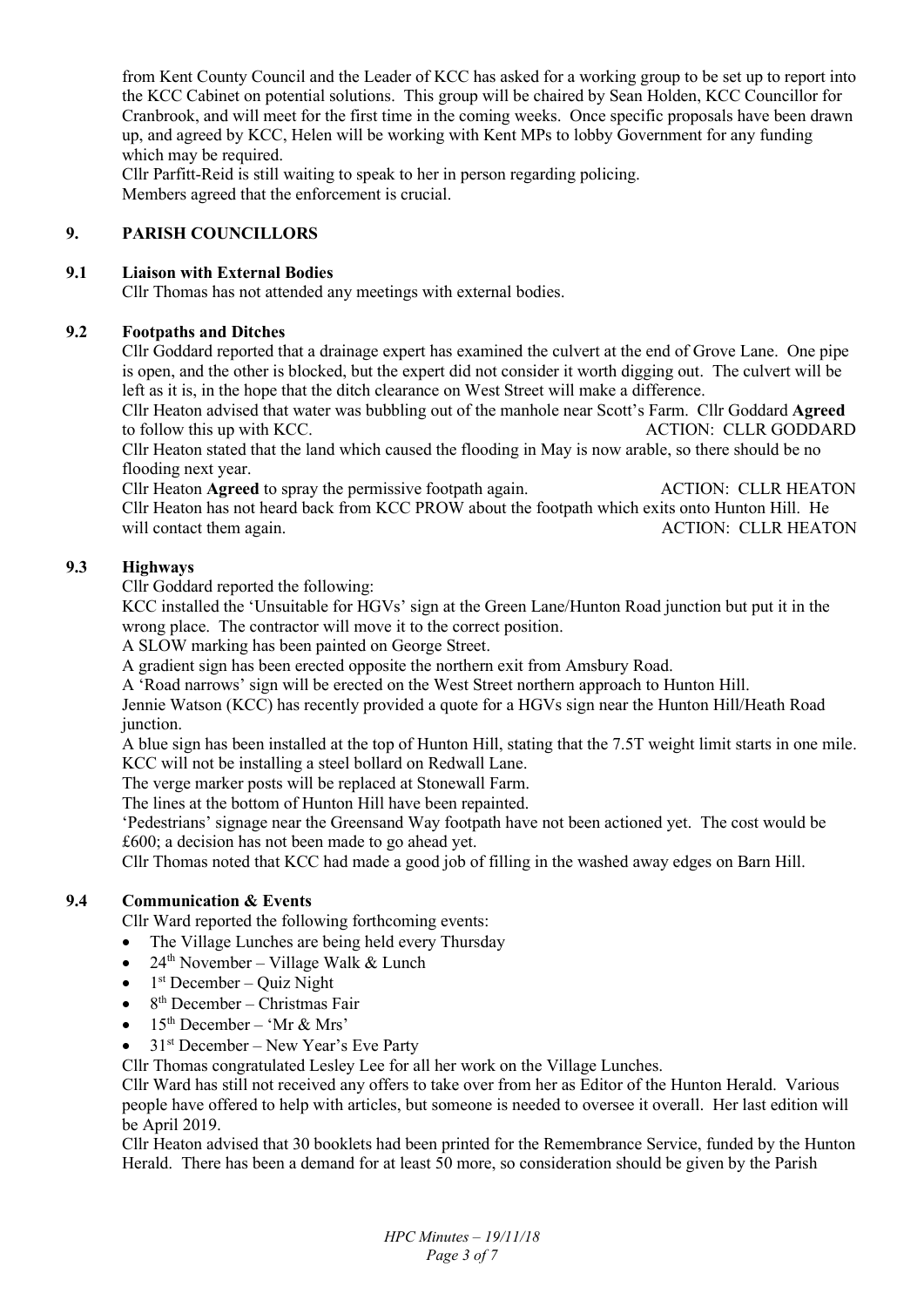from Kent County Council and the Leader of KCC has asked for a working group to be set up to report into the KCC Cabinet on potential solutions. This group will be chaired by Sean Holden, KCC Councillor for Cranbrook, and will meet for the first time in the coming weeks. Once specific proposals have been drawn up, and agreed by KCC, Helen will be working with Kent MPs to lobby Government for any funding which may be required.

Cllr Parfitt-Reid is still waiting to speak to her in person regarding policing.

Members agreed that the enforcement is crucial.

## 9. PARISH COUNCILLORS

### 9.1 Liaison with External Bodies

Cllr Thomas has not attended any meetings with external bodies.

### 9.2 Footpaths and Ditches

Cllr Goddard reported that a drainage expert has examined the culvert at the end of Grove Lane. One pipe is open, and the other is blocked, but the expert did not consider it worth digging out. The culvert will be left as it is, in the hope that the ditch clearance on West Street will make a difference.

Cllr Heaton advised that water was bubbling out of the manhole near Scott's Farm. Cllr Goddard **Agreed** to follow this up with KCC. ACTION: CLLR GODDARD

Cllr Heaton stated that the land which caused the flooding in May is now arable, so there should be no flooding next year.

Cllr Heaton **Agreed** to spray the permissive footpath again. ACTION: CLLR HEATON

Cllr Heaton has not heard back from KCC PROW about the footpath which exits onto Hunton Hill. He will contact them again. ACTION: CLLR HEATON

### 9.3 Highways

Cllr Goddard reported the following:

KCC installed the 'Unsuitable for HGVs' sign at the Green Lane/Hunton Road junction but put it in the wrong place. The contractor will move it to the correct position.

A SLOW marking has been painted on George Street.

A gradient sign has been erected opposite the northern exit from Amsbury Road.

A 'Road narrows' sign will be erected on the West Street northern approach to Hunton Hill.

Jennie Watson (KCC) has recently provided a quote for a HGVs sign near the Hunton Hill/Heath Road junction.

A blue sign has been installed at the top of Hunton Hill, stating that the 7.5T weight limit starts in one mile.

KCC will not be installing a steel bollard on Redwall Lane.

The verge marker posts will be replaced at Stonewall Farm.

The lines at the bottom of Hunton Hill have been repainted.

'Pedestrians' signage near the Greensand Way footpath have not been actioned yet. The cost would be £600; a decision has not been made to go ahead yet.

Cllr Thomas noted that KCC had made a good job of filling in the washed away edges on Barn Hill.

### 9.4 Communication & Events

Cllr Ward reported the following forthcoming events:

- The Village Lunches are being held every Thursday
- 24th November – Village Walk & Lunch
- 1st December – Quiz Night
- 8th December – Christmas Fair
- 15th December – 'Mr & Mrs'
- 31st December – New Year's Eve Party

Cllr Thomas congratulated Lesley Lee for all her work on the Village Lunches.

Cllr Ward has still not received any offers to take over from her as Editor of the Hunton Herald. Various people have offered to help with articles, but someone is needed to oversee it overall. Her last edition will be April 2019.

Cllr Heaton advised that 30 booklets had been printed for the Remembrance Service, funded by the Hunton Herald. There has been a demand for at least 50 more, so consideration should be given by the Parish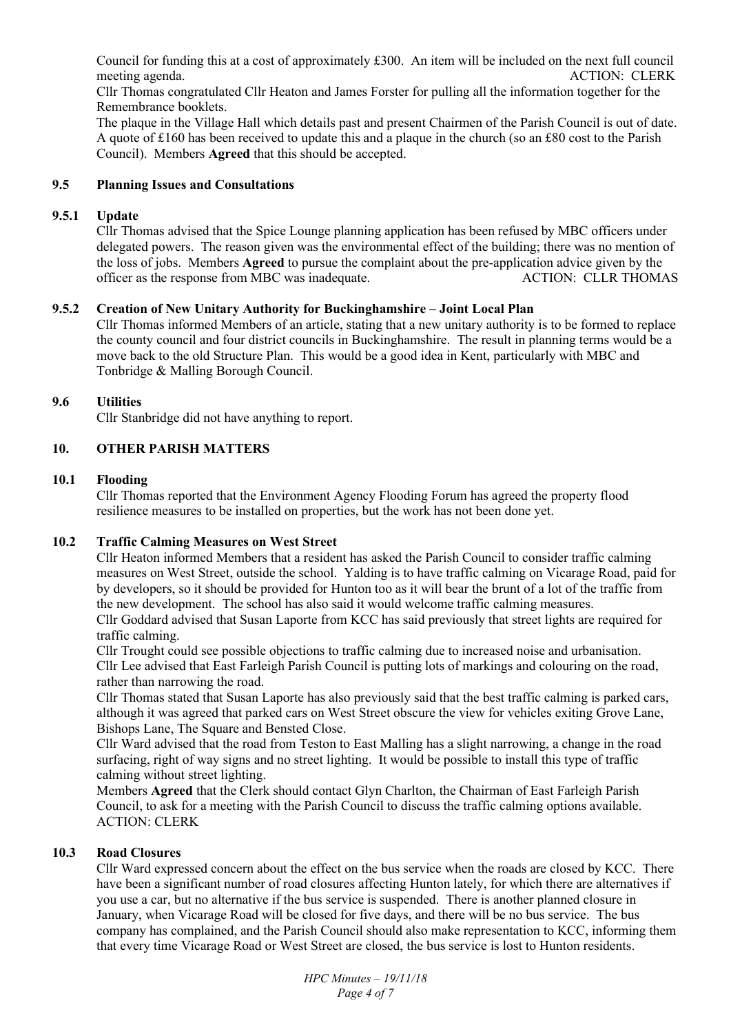Council for funding this at a cost of approximately £300. An item will be included on the next full council meeting agenda. ACTION: CLERK

Cllr Thomas congratulated Cllr Heaton and James Forster for pulling all the information together for the Remembrance booklets.

The plaque in the Village Hall which details past and present Chairmen of the Parish Council is out of date. A quote of £160 has been received to update this and a plaque in the church (so an £80 cost to the Parish Council). Members **Agreed** that this should be accepted.

### 9.5 Planning Issues and Consultations

#### 9.5.1 Update

Cllr Thomas advised that the Spice Lounge planning application has been refused by MBC officers under delegated powers. The reason given was the environmental effect of the building; there was no mention of the loss of jobs. Members **Agreed** to pursue the complaint about the pre-application advice given by the officer as the response from MBC was inadequate. ACTION: CLLR THOMAS

#### 9.5.2 Creation of New Unitary Authority for Buckinghamshire – Joint Local Plan

Cllr Thomas informed Members of an article, stating that a new unitary authority is to be formed to replace the county council and four district councils in Buckinghamshire. The result in planning terms would be a move back to the old Structure Plan. This would be a good idea in Kent, particularly with MBC and Tonbridge & Malling Borough Council.

### 9.6 Utilities

Cllr Stanbridge did not have anything to report.

## 10. OTHER PARISH MATTERS

### 10.1 Flooding

Cllr Thomas reported that the Environment Agency Flooding Forum has agreed the property flood resilience measures to be installed on properties, but the work has not been done yet.

### 10.2 Traffic Calming Measures on West Street

Cllr Heaton informed Members that a resident has asked the Parish Council to consider traffic calming measures on West Street, outside the school. Yalding is to have traffic calming on Vicarage Road, paid for by developers, so it should be provided for Hunton too as it will bear the brunt of a lot of the traffic from the new development. The school has also said it would welcome traffic calming measures.

Cllr Goddard advised that Susan Laporte from KCC has said previously that street lights are required for traffic calming.

Cllr Trought could see possible objections to traffic calming due to increased noise and urbanisation.

Cllr Lee advised that East Farleigh Parish Council is putting lots of markings and colouring on the road, rather than narrowing the road.

Cllr Thomas stated that Susan Laporte has also previously said that the best traffic calming is parked cars, although it was agreed that parked cars on West Street obscure the view for vehicles exiting Grove Lane, Bishops Lane, The Square and Bensted Close.

Cllr Ward advised that the road from Teston to East Malling has a slight narrowing, a change in the road surfacing, right of way signs and no street lighting. It would be possible to install this type of traffic calming without street lighting.

Members **Agreed** that the Clerk should contact Glyn Charlton, the Chairman of East Farleigh Parish Council, to ask for a meeting with the Parish Council to discuss the traffic calming options available. ACTION: CLERK

### 10.3 Road Closures

Cllr Ward expressed concern about the effect on the bus service when the roads are closed by KCC. There have been a significant number of road closures affecting Hunton lately, for which there are alternatives if you use a car, but no alternative if the bus service is suspended. There is another planned closure in January, when Vicarage Road will be closed for five days, and there will be no bus service. The bus company has complained, and the Parish Council should also make representation to KCC, informing them that every time Vicarage Road or West Street are closed, the bus service is lost to Hunton residents.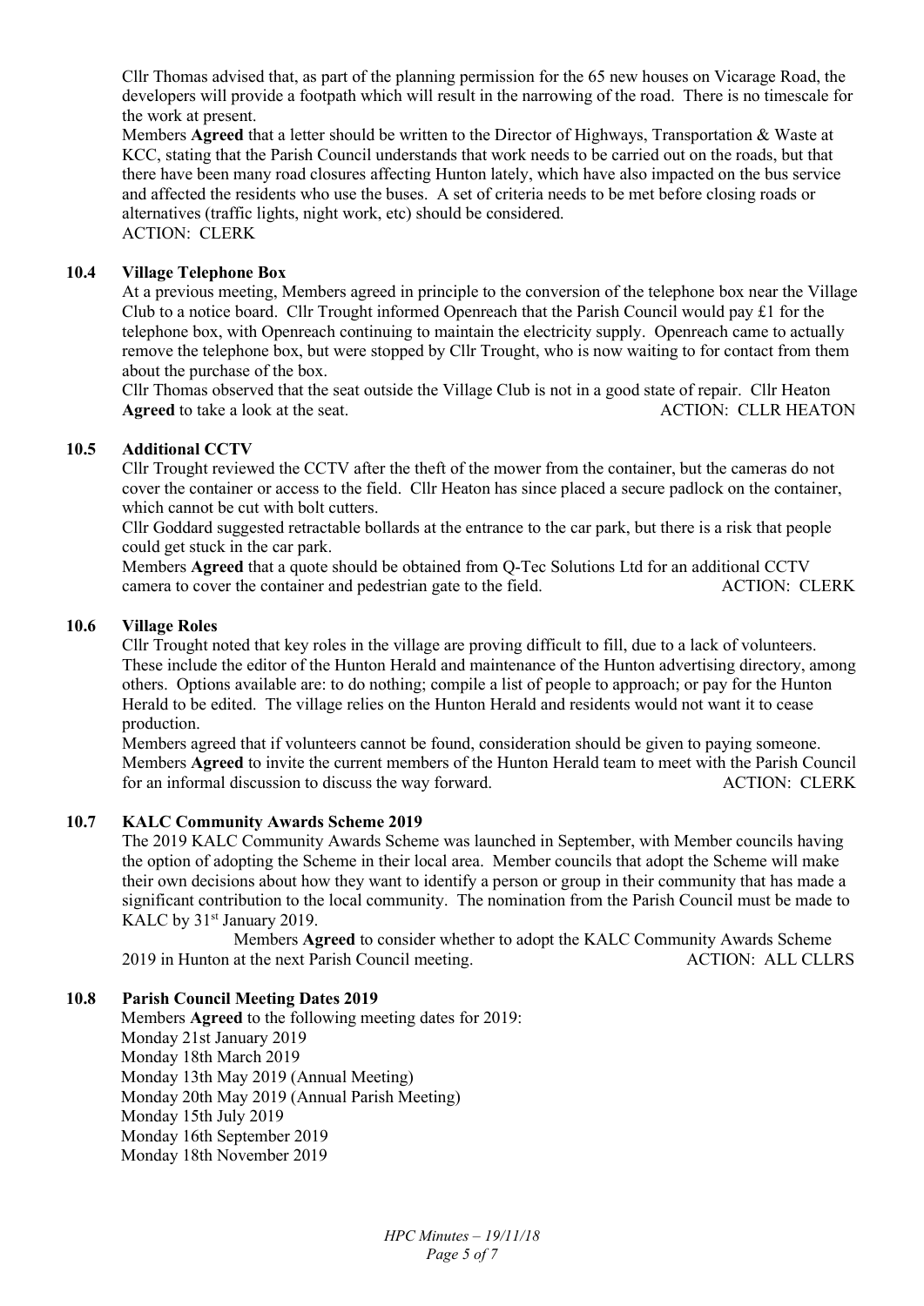Cllr Thomas advised that, as part of the planning permission for the 65 new houses on Vicarage Road, the developers will provide a footpath which will result in the narrowing of the road. There is no timescale for the work at present.

Members **Agreed** that a letter should be written to the Director of Highways, Transportation & Waste at KCC, stating that the Parish Council understands that work needs to be carried out on the roads, but that there have been many road closures affecting Hunton lately, which have also impacted on the bus service and affected the residents who use the buses. A set of criteria needs to be met before closing roads or alternatives (traffic lights, night work, etc) should be considered.

ACTION: CLERK

### 10.4 Village Telephone Box

At a previous meeting, Members agreed in principle to the conversion of the telephone box near the Village Club to a notice board. Cllr Trought informed Openreach that the Parish Council would pay £1 for the telephone box, with Openreach continuing to maintain the electricity supply. Openreach came to actually remove the telephone box, but were stopped by Cllr Trought, who is now waiting to for contact from them about the purchase of the box.

Cllr Thomas observed that the seat outside the Village Club is not in a good state of repair. Cllr Heaton **Agreed** to take a look at the seat. ACTION: CLLR HEATON

### 10.5 Additional CCTV

Cllr Trought reviewed the CCTV after the theft of the mower from the container, but the cameras do not cover the container or access to the field. Cllr Heaton has since placed a secure padlock on the container, which cannot be cut with bolt cutters.

Cllr Goddard suggested retractable bollards at the entrance to the car park, but there is a risk that people could get stuck in the car park.

Members **Agreed** that a quote should be obtained from Q-Tec Solutions Ltd for an additional CCTV camera to cover the container and pedestrian gate to the field. ACTION: CLERK

### 10.6 Village Roles

Cllr Trought noted that key roles in the village are proving difficult to fill, due to a lack of volunteers. These include the editor of the Hunton Herald and maintenance of the Hunton advertising directory, among others. Options available are: to do nothing; compile a list of people to approach; or pay for the Hunton Herald to be edited. The village relies on the Hunton Herald and residents would not want it to cease production.

Members agreed that if volunteers cannot be found, consideration should be given to paying someone. Members **Agreed** to invite the current members of the Hunton Herald team to meet with the Parish Council for an informal discussion to discuss the way forward. ACTION: CLERK

### 10.7 KALC Community Awards Scheme 2019

The 2019 KALC Community Awards Scheme was launched in September, with Member councils having the option of adopting the Scheme in their local area. Member councils that adopt the Scheme will make their own decisions about how they want to identify a person or group in their community that has made a significant contribution to the local community. The nomination from the Parish Council must be made to KALC by 31st January 2019.

Members **Agreed** to consider whether to adopt the KALC Community Awards Scheme 2019 in Hunton at the next Parish Council meeting. ACTION: ALL CLLRS

### 10.8 Parish Council Meeting Dates 2019

Members **Agreed** to the following meeting dates for 2019:

Monday 21st January 2019
Monday 18th March 2019
Monday 13th May 2019 (Annual Meeting)
Monday 20th May 2019 (Annual Parish Meeting)
Monday 15th July 2019
Monday 16th September 2019
Monday 18th November 2019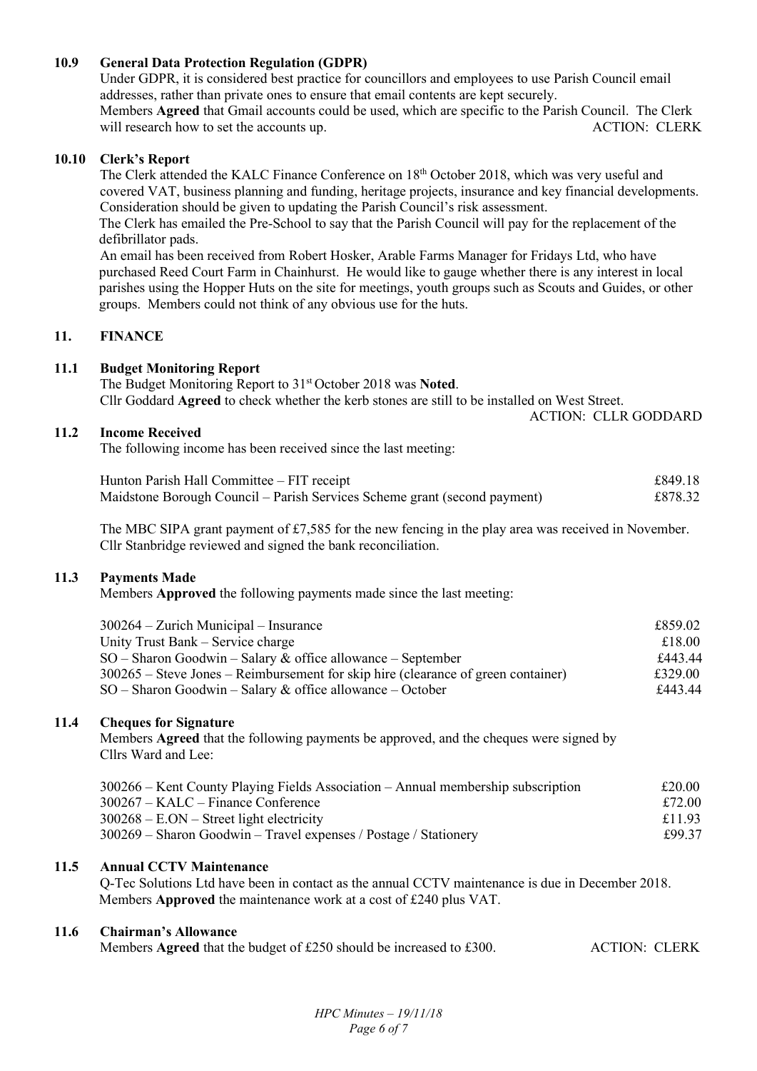### 10.9 General Data Protection Regulation (GDPR)

Under GDPR, it is considered best practice for councillors and employees to use Parish Council email addresses, rather than private ones to ensure that email contents are kept securely.

Members **Agreed** that Gmail accounts could be used, which are specific to the Parish Council. The Clerk will research how to set the accounts up. ACTION: CLERK

### 10.10 Clerk's Report

The Clerk attended the KALC Finance Conference on 18th October 2018, which was very useful and covered VAT, business planning and funding, heritage projects, insurance and key financial developments. Consideration should be given to updating the Parish Council's risk assessment.

The Clerk has emailed the Pre-School to say that the Parish Council will pay for the replacement of the defibrillator pads.

An email has been received from Robert Hosker, Arable Farms Manager for Fridays Ltd, who have purchased Reed Court Farm in Chainhurst. He would like to gauge whether there is any interest in local parishes using the Hopper Huts on the site for meetings, youth groups such as Scouts and Guides, or other groups. Members could not think of any obvious use for the huts.

## 11. FINANCE

### 11.1 Budget Monitoring Report

The Budget Monitoring Report to 31st October 2018 was **Noted**.

Cllr Goddard **Agreed** to check whether the kerb stones are still to be installed on West Street.

ACTION: CLLR GODDARD

### 11.2 Income Received

The following income has been received since the last meeting:

| | |
|---|---|
| Hunton Parish Hall Committee – FIT receipt | £849.18 |
| Maidstone Borough Council – Parish Services Scheme grant (second payment) | £878.32 |

The MBC SIPA grant payment of £7,585 for the new fencing in the play area was received in November. Cllr Stanbridge reviewed and signed the bank reconciliation.

### 11.3 Payments Made

Members **Approved** the following payments made since the last meeting:

| | |
|---|---|
| 300264 – Zurich Municipal – Insurance | £859.02 |
| Unity Trust Bank – Service charge | £18.00 |
| SO – Sharon Goodwin – Salary & office allowance – September | £443.44 |
| 300265 – Steve Jones – Reimbursement for skip hire (clearance of green container) | £329.00 |
| SO – Sharon Goodwin – Salary & office allowance – October | £443.44 |

### 11.4 Cheques for Signature

Members **Agreed** that the following payments be approved, and the cheques were signed by Cllrs Ward and Lee:

| | |
|---|---|
| 300266 – Kent County Playing Fields Association – Annual membership subscription | £20.00 |
| 300267 – KALC – Finance Conference | £72.00 |
| 300268 – E.ON – Street light electricity | £11.93 |
| 300269 – Sharon Goodwin – Travel expenses / Postage / Stationery | £99.37 |

### 11.5 Annual CCTV Maintenance

Q-Tec Solutions Ltd have been in contact as the annual CCTV maintenance is due in December 2018. Members **Approved** the maintenance work at a cost of £240 plus VAT.

### 11.6 Chairman's Allowance

Members **Agreed** that the budget of £250 should be increased to £300. ACTION: CLERK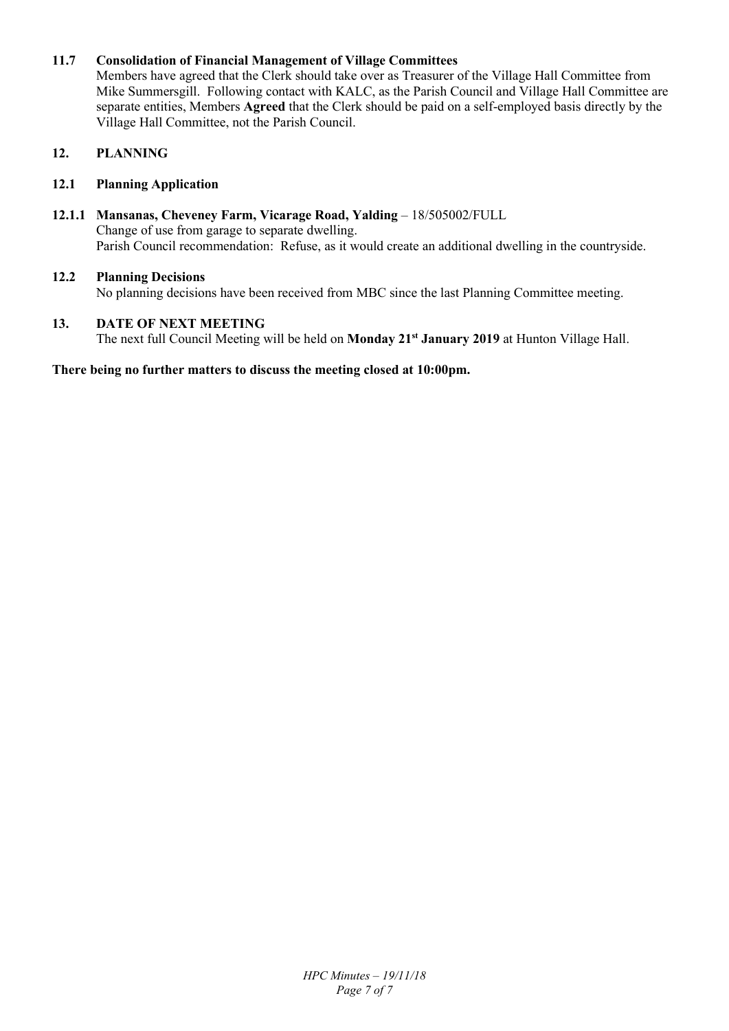### 11.7 Consolidation of Financial Management of Village Committees

Members have agreed that the Clerk should take over as Treasurer of the Village Hall Committee from Mike Summersgill. Following contact with KALC, as the Parish Council and Village Hall Committee are separate entities, Members **Agreed** that the Clerk should be paid on a self-employed basis directly by the Village Hall Committee, not the Parish Council.

## 12. PLANNING

### 12.1 Planning Application

**12.1.1 Mansanas, Cheveney Farm, Vicarage Road, Yalding** – 18/505002/FULL
Change of use from garage to separate dwelling.
Parish Council recommendation: Refuse, as it would create an additional dwelling in the countryside.

### 12.2 Planning Decisions

No planning decisions have been received from MBC since the last Planning Committee meeting.

## 13. DATE OF NEXT MEETING

The next full Council Meeting will be held on **Monday 21st January 2019** at Hunton Village Hall.

**There being no further matters to discuss the meeting closed at 10:00pm.**